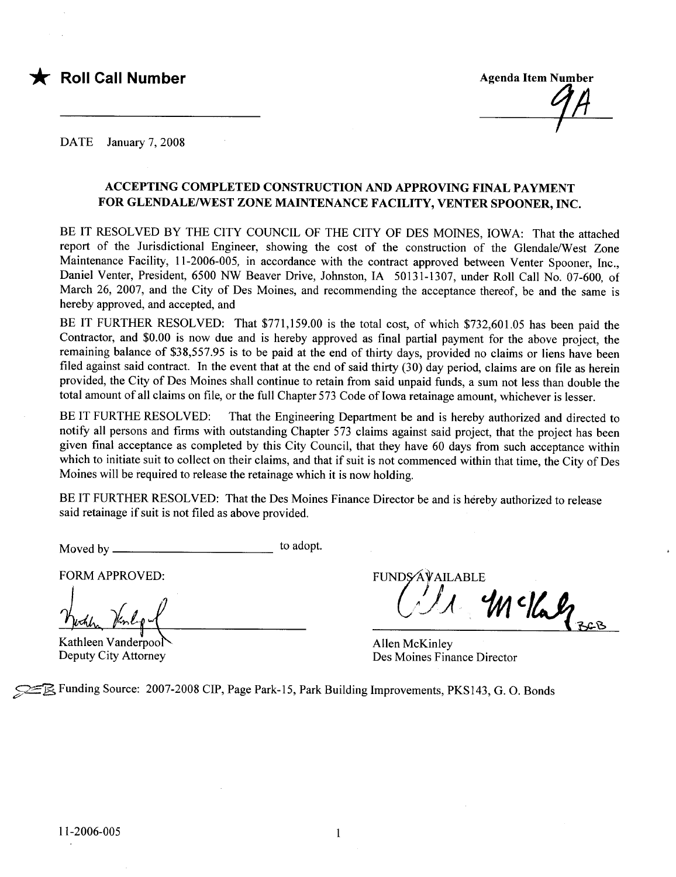★ **Roll Call Number**

______________________

**Agenda Item Number**

9A

DATE January 7, 2008

### ACCEPTING COMPLETED CONSTRUCTION AND APPROVING FINAL PAYMENT FOR GLENDALE/WEST ZONE MAINTENANCE FACILITY, VENTER SPOONER, INC.

BE IT RESOLVED BY THE CITY COUNCIL OF THE CITY OF DES MOINES, IOWA: That the attached report of the Jurisdictional Engineer, showing the cost of the construction of the Glendale/West Zone Maintenance Facility, 11-2006-005, in accordance with the contract approved between Venter Spooner, Inc., Daniel Venter, President, 6500 NW Beaver Drive, Johnston, IA 50131-1307, under Roll Call No. 07-600, of March 26, 2007, and the City of Des Moines, and recommending the acceptance thereof, be and the same is hereby approved, and accepted, and

BE IT FURTHER RESOLVED: That $771,159.00 is the total cost, of which $732,601.05 has been paid the Contractor, and $0.00 is now due and is hereby approved as final partial payment for the above project, the remaining balance of $38,557.95 is to be paid at the end of thirty days, provided no claims or liens have been filed against said contract. In the event that at the end of said thirty (30) day period, claims are on file as herein provided, the City of Des Moines shall continue to retain from said unpaid funds, a sum not less than double the total amount of all claims on file, or the full Chapter 573 Code of Iowa retainage amount, whichever is lesser.

BE IT FURTHE RESOLVED: That the Engineering Department be and is hereby authorized and directed to notify all persons and firms with outstanding Chapter 573 claims against said project, that the project has been given final acceptance as completed by this City Council, that they have 60 days from such acceptance within which to initiate suit to collect on their claims, and that if suit is not commenced within that time, the City of Des Moines will be required to release the retainage which it is now holding.

BE IT FURTHER RESOLVED: That the Des Moines Finance Director be and is hereby authorized to release said retainage if suit is not filed as above provided.

Moved by ______________________ to adopt.

FORM APPROVED:

Kathleen Vanderpool
Deputy City Attorney

FUNDS AVAILABLE

Allen McKinley
Des Moines Finance Director

Funding Source: 2007-2008 CIP, Page Park-15, Park Building Improvements, PKS143, G. O. Bonds

11-2006-005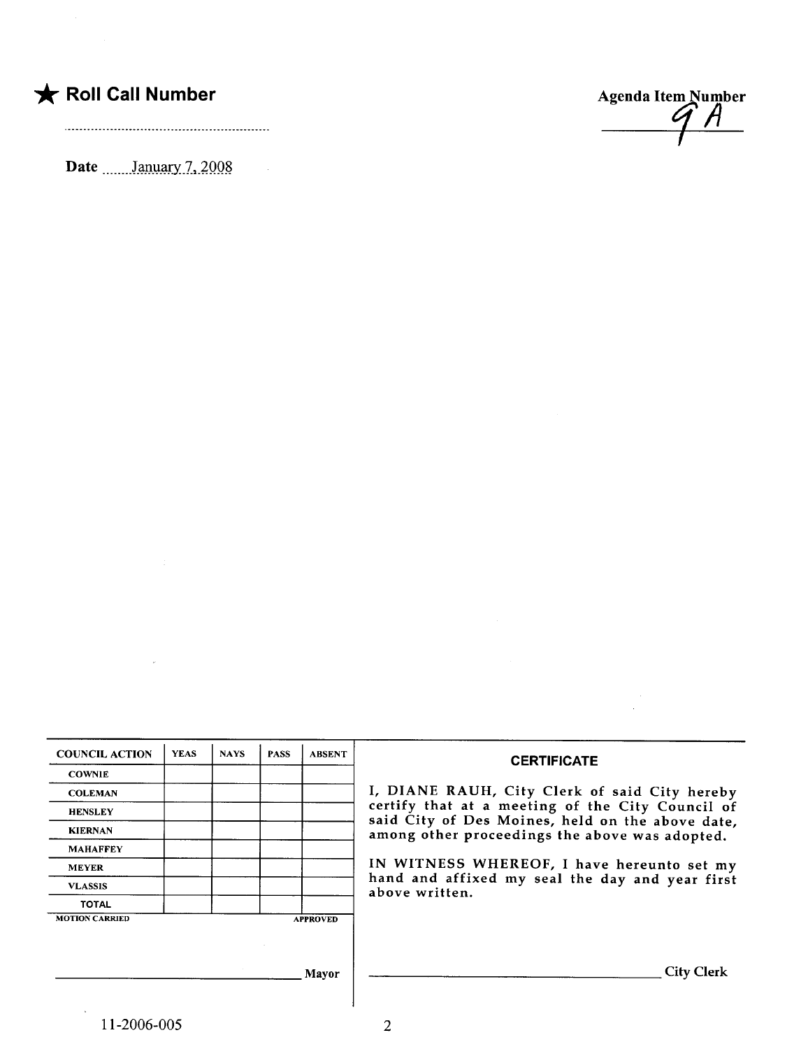★ **Roll Call Number**

..........................................................

**Agenda Item Number**

9A

**Date** January 7, 2008

| COUNCIL ACTION | YEAS | NAYS | PASS | ABSENT |
|---|---|---|---|---|
| COWNIE | | | | |
| COLEMAN | | | | |
| HENSLEY | | | | |
| KIERNAN | | | | |
| MAHAFFEY | | | | |
| MEYER | | | | |
| VLASSIS | | | | |
| TOTAL | | | | |

MOTION CARRIED APPROVED

_________________________________ Mayor

**CERTIFICATE**

I, DIANE RAUH, City Clerk of said City hereby certify that at a meeting of the City Council of said City of Des Moines, held on the above date, among other proceedings the above was adopted.

IN WITNESS WHEREOF, I have hereunto set my hand and affixed my seal the day and year first above written.

_________________________________ City Clerk

11-2006-005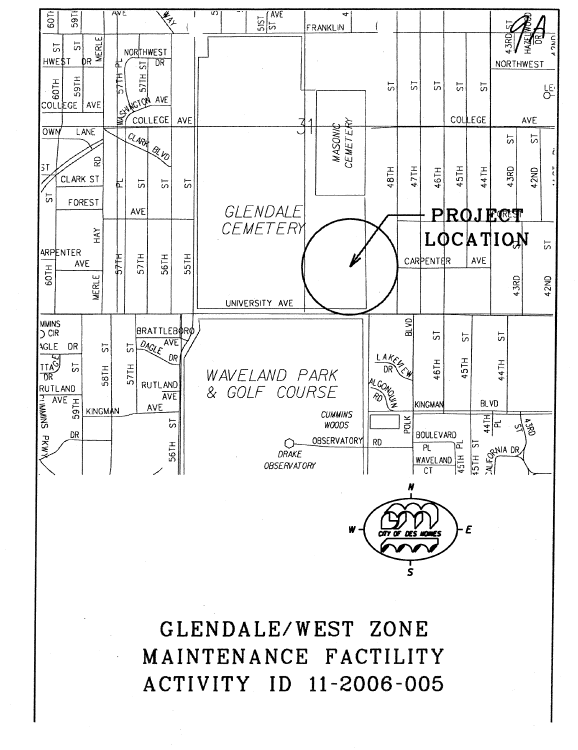9A

PROJECT LOCATION

# GLENDALE/WEST ZONE MAINTENANCE FACTILITY ACTIVITY ID 11-2006-005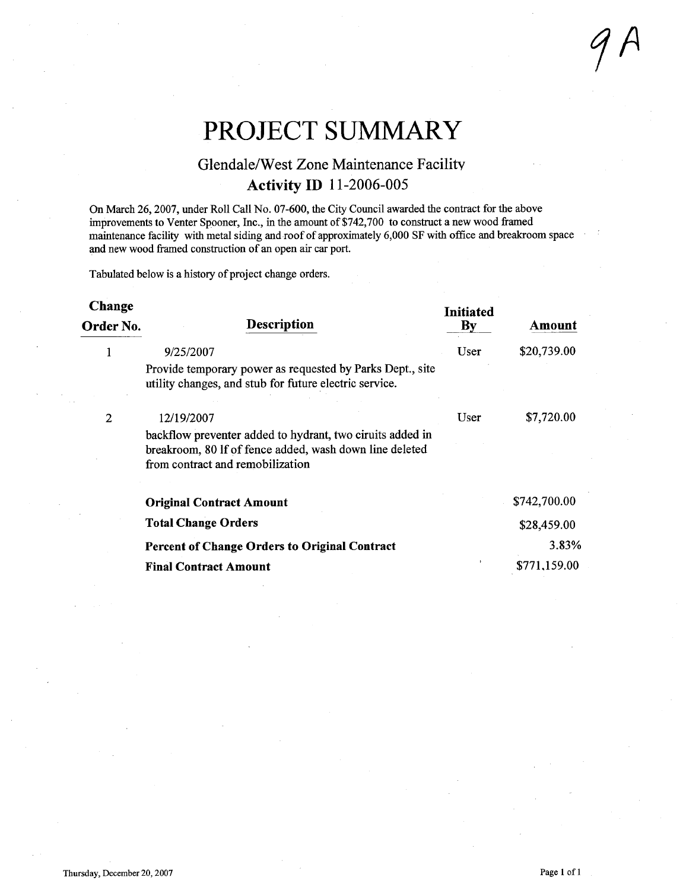9A

# PROJECT SUMMARY

## Glendale/West Zone Maintenance Facility

### Activity ID 11-2006-005

On March 26, 2007, under Roll Call No. 07-600, the City Council awarded the contract for the above improvements to Venter Spooner, Inc., in the amount of $742,700 to construct a new wood framed maintenance facility with metal siding and roof of approximately 6,000 SF with office and breakroom space and new wood framed construction of an open air car port.

Tabulated below is a history of project change orders.

| Change Order No. | Description | Initiated By | Amount |
|---|---|---|---|
| 1 | 9/25/2007<br>Provide temporary power as requested by Parks Dept., site utility changes, and stub for future electric service. | User | $20,739.00 |
| 2 | 12/19/2007<br>backflow preventer added to hydrant, two ciruits added in breakroom, 80 lf of fence added, wash down line deleted from contract and remobilization | User | $7,720.00 |
| | **Original Contract Amount** | | $742,700.00 |
| | **Total Change Orders** | | $28,459.00 |
| | **Percent of Change Orders to Original Contract** | | 3.83% |
| | **Final Contract Amount** | | $771,159.00 |

Thursday, December 20, 2007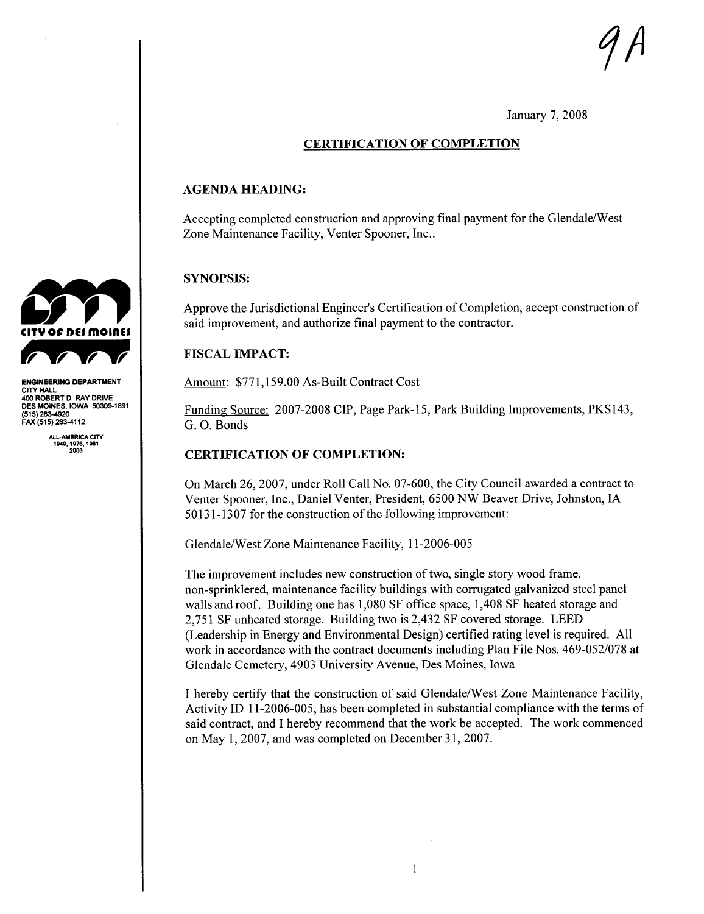9A

January 7, 2008

CITY OF DES MOINES

ENGINEERING DEPARTMENT
CITY HALL
400 ROBERT D. RAY DRIVE
DES MOINES, IOWA 50309-1891
(515) 283-4920
FAX (515) 283-4112

ALL-AMERICA CITY
1949, 1976, 1981
2003

## CERTIFICATION OF COMPLETION

### AGENDA HEADING:

Accepting completed construction and approving final payment for the Glendale/West Zone Maintenance Facility, Venter Spooner, Inc..

### SYNOPSIS:

Approve the Jurisdictional Engineer's Certification of Completion, accept construction of said improvement, and authorize final payment to the contractor.

### FISCAL IMPACT:

Amount: $771,159.00 As-Built Contract Cost

Funding Source: 2007-2008 CIP, Page Park-15, Park Building Improvements, PKS143, G. O. Bonds

### CERTIFICATION OF COMPLETION:

On March 26, 2007, under Roll Call No. 07-600, the City Council awarded a contract to Venter Spooner, Inc., Daniel Venter, President, 6500 NW Beaver Drive, Johnston, IA 50131-1307 for the construction of the following improvement:

Glendale/West Zone Maintenance Facility, 11-2006-005

The improvement includes new construction of two, single story wood frame, non-sprinklered, maintenance facility buildings with corrugated galvanized steel panel walls and roof. Building one has 1,080 SF office space, 1,408 SF heated storage and 2,751 SF unheated storage. Building two is 2,432 SF covered storage. LEED (Leadership in Energy and Environmental Design) certified rating level is required. All work in accordance with the contract documents including Plan File Nos. 469-052/078 at Glendale Cemetery, 4903 University Avenue, Des Moines, Iowa

I hereby certify that the construction of said Glendale/West Zone Maintenance Facility, Activity ID 11-2006-005, has been completed in substantial compliance with the terms of said contract, and I hereby recommend that the work be accepted. The work commenced on May 1, 2007, and was completed on December 31, 2007.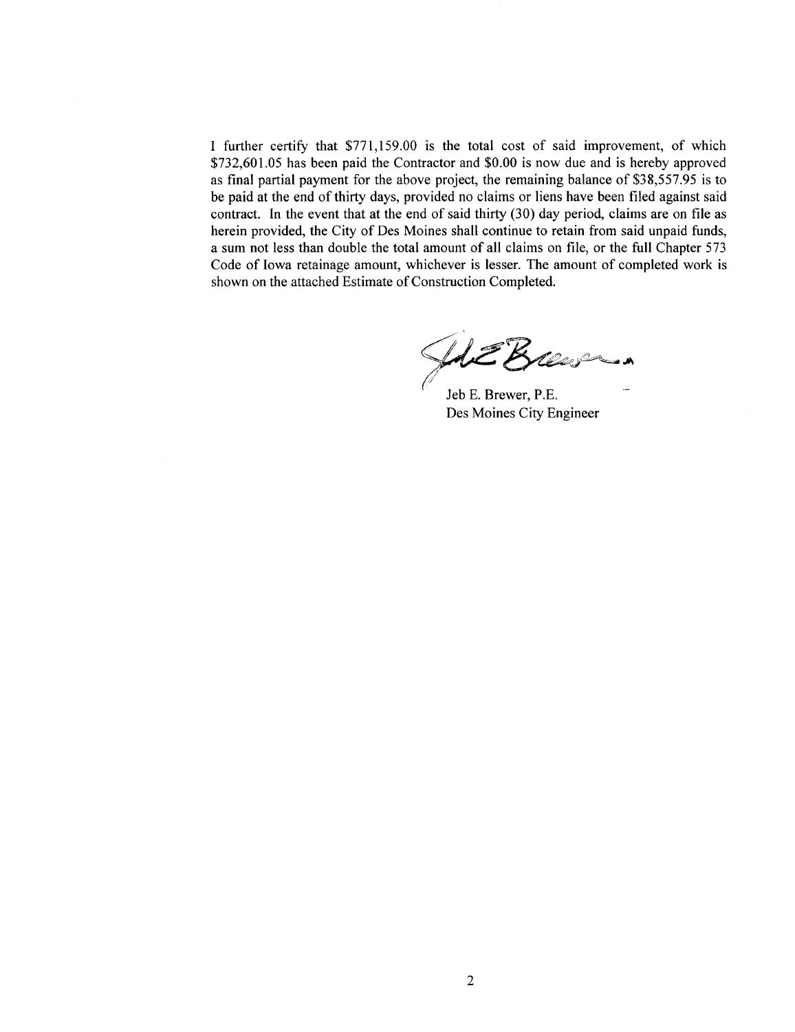I further certify that $771,159.00 is the total cost of said improvement, of which $732,601.05 has been paid the Contractor and $0.00 is now due and is hereby approved as final partial payment for the above project, the remaining balance of $38,557.95 is to be paid at the end of thirty days, provided no claims or liens have been filed against said contract. In the event that at the end of said thirty (30) day period, claims are on file as herein provided, the City of Des Moines shall continue to retain from said unpaid funds, a sum not less than double the total amount of all claims on file, or the full Chapter 573 Code of Iowa retainage amount, whichever is lesser. The amount of completed work is shown on the attached Estimate of Construction Completed.

Jeb E. Brewer, P.E.
Des Moines City Engineer